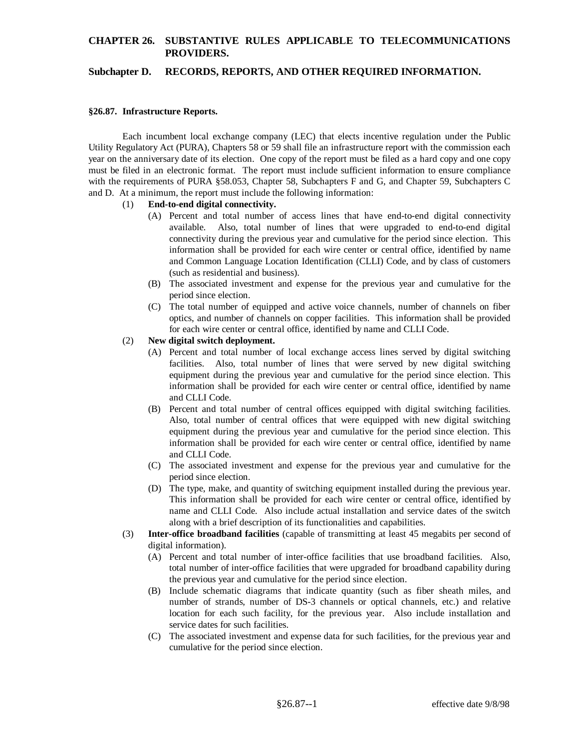# CHAPTER 26. SUBSTANTIVE RULES APPLICABLE TO TELECOMMUNICATIONS PROVIDERS.

## Subchapter D. RECORDS, REPORTS, AND OTHER REQUIRED INFORMATION.

### §26.87. Infrastructure Reports.

Each incumbent local exchange company (LEC) that elects incentive regulation under the Public Utility Regulatory Act (PURA), Chapters 58 or 59 shall file an infrastructure report with the commission each year on the anniversary date of its election. One copy of the report must be filed as a hard copy and one copy must be filed in an electronic format. The report must include sufficient information to ensure compliance with the requirements of PURA §58.053, Chapter 58, Subchapters F and G, and Chapter 59, Subchapters C and D. At a minimum, the report must include the following information:

(1) **End-to-end digital connectivity.**
   - (A) Percent and total number of access lines that have end-to-end digital connectivity available. Also, total number of lines that were upgraded to end-to-end digital connectivity during the previous year and cumulative for the period since election. This information shall be provided for each wire center or central office, identified by name and Common Language Location Identification (CLLI) Code, and by class of customers (such as residential and business).
   - (B) The associated investment and expense for the previous year and cumulative for the period since election.
   - (C) The total number of equipped and active voice channels, number of channels on fiber optics, and number of channels on copper facilities. This information shall be provided for each wire center or central office, identified by name and CLLI Code.

(2) **New digital switch deployment.**
   - (A) Percent and total number of local exchange access lines served by digital switching facilities. Also, total number of lines that were served by new digital switching equipment during the previous year and cumulative for the period since election. This information shall be provided for each wire center or central office, identified by name and CLLI Code.
   - (B) Percent and total number of central offices equipped with digital switching facilities. Also, total number of central offices that were equipped with new digital switching equipment during the previous year and cumulative for the period since election. This information shall be provided for each wire center or central office, identified by name and CLLI Code.
   - (C) The associated investment and expense for the previous year and cumulative for the period since election.
   - (D) The type, make, and quantity of switching equipment installed during the previous year. This information shall be provided for each wire center or central office, identified by name and CLLI Code. Also include actual installation and service dates of the switch along with a brief description of its functionalities and capabilities.

(3) **Inter-office broadband facilities** (capable of transmitting at least 45 megabits per second of digital information).
   - (A) Percent and total number of inter-office facilities that use broadband facilities. Also, total number of inter-office facilities that were upgraded for broadband capability during the previous year and cumulative for the period since election.
   - (B) Include schematic diagrams that indicate quantity (such as fiber sheath miles, and number of strands, number of DS-3 channels or optical channels, etc.) and relative location for each such facility, for the previous year. Also include installation and service dates for such facilities.
   - (C) The associated investment and expense data for such facilities, for the previous year and cumulative for the period since election.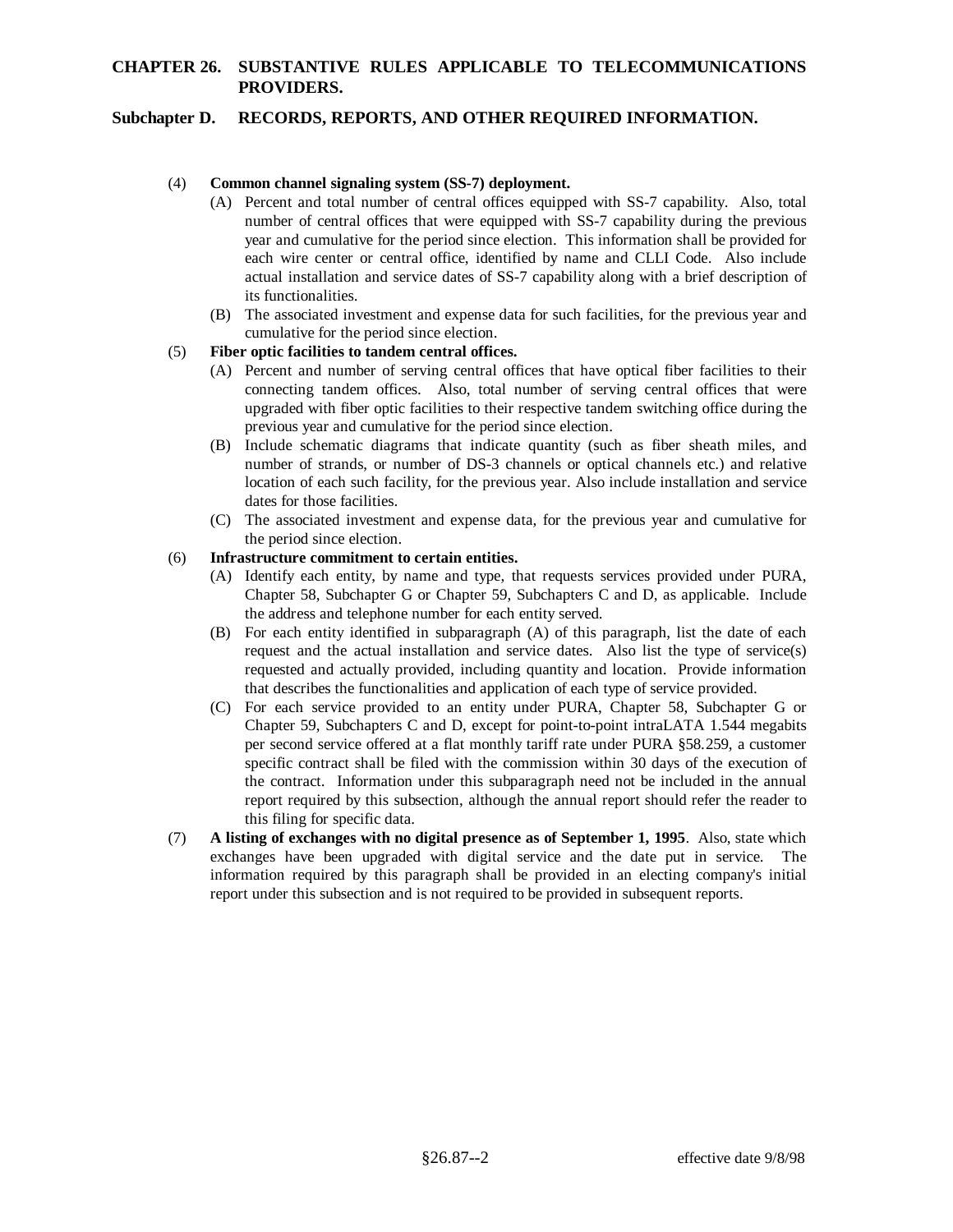(4) **Common channel signaling system (SS-7) deployment.**

(A) Percent and total number of central offices equipped with SS-7 capability. Also, total number of central offices that were equipped with SS-7 capability during the previous year and cumulative for the period since election. This information shall be provided for each wire center or central office, identified by name and CLLI Code. Also include actual installation and service dates of SS-7 capability along with a brief description of its functionalities.

(B) The associated investment and expense data for such facilities, for the previous year and cumulative for the period since election.

(5) **Fiber optic facilities to tandem central offices.**

(A) Percent and number of serving central offices that have optical fiber facilities to their connecting tandem offices. Also, total number of serving central offices that were upgraded with fiber optic facilities to their respective tandem switching office during the previous year and cumulative for the period since election.

(B) Include schematic diagrams that indicate quantity (such as fiber sheath miles, and number of strands, or number of DS-3 channels or optical channels etc.) and relative location of each such facility, for the previous year. Also include installation and service dates for those facilities.

(C) The associated investment and expense data, for the previous year and cumulative for the period since election.

(6) **Infrastructure commitment to certain entities.**

(A) Identify each entity, by name and type, that requests services provided under PURA, Chapter 58, Subchapter G or Chapter 59, Subchapters C and D, as applicable. Include the address and telephone number for each entity served.

(B) For each entity identified in subparagraph (A) of this paragraph, list the date of each request and the actual installation and service dates. Also list the type of service(s) requested and actually provided, including quantity and location. Provide information that describes the functionalities and application of each type of service provided.

(C) For each service provided to an entity under PURA, Chapter 58, Subchapter G or Chapter 59, Subchapters C and D, except for point-to-point intraLATA 1.544 megabits per second service offered at a flat monthly tariff rate under PURA §58.259, a customer specific contract shall be filed with the commission within 30 days of the execution of the contract. Information under this subparagraph need not be included in the annual report required by this subsection, although the annual report should refer the reader to this filing for specific data.

(7) **A listing of exchanges with no digital presence as of September 1, 1995**. Also, state which exchanges have been upgraded with digital service and the date put in service. The information required by this paragraph shall be provided in an electing company's initial report under this subsection and is not required to be provided in subsequent reports.